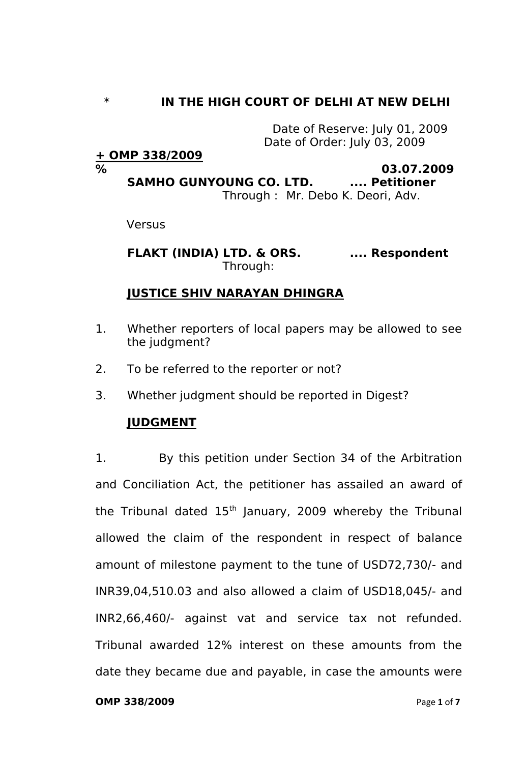\* **IN THE HIGH COURT OF DELHI AT NEW DELHI**

Date of Reserve: July 01, 2009
Date of Order: July 03, 2009

**<u>+ OMP 338/2009</u>**

**% 03.07.2009**

**SAMHO GUNYOUNG CO. LTD. .... Petitioner**
Through : Mr. Debo K. Deori, Adv.

Versus

**FLAKT (INDIA) LTD. & ORS. .... Respondent**
Through:

**<u>JUSTICE SHIV NARAYAN DHINGRA</u>**

1. Whether reporters of local papers may be allowed to see the judgment?

2. To be referred to the reporter or not?

3. Whether judgment should be reported in Digest?

**<u>JUDGMENT</u>**

1. By this petition under Section 34 of the Arbitration and Conciliation Act, the petitioner has assailed an award of the Tribunal dated 15th January, 2009 whereby the Tribunal allowed the claim of the respondent in respect of balance amount of milestone payment to the tune of USD72,730/- and INR39,04,510.03 and also allowed a claim of USD18,045/- and INR2,66,460/- against vat and service tax not refunded. Tribunal awarded 12% interest on these amounts from the date they became due and payable, in case the amounts were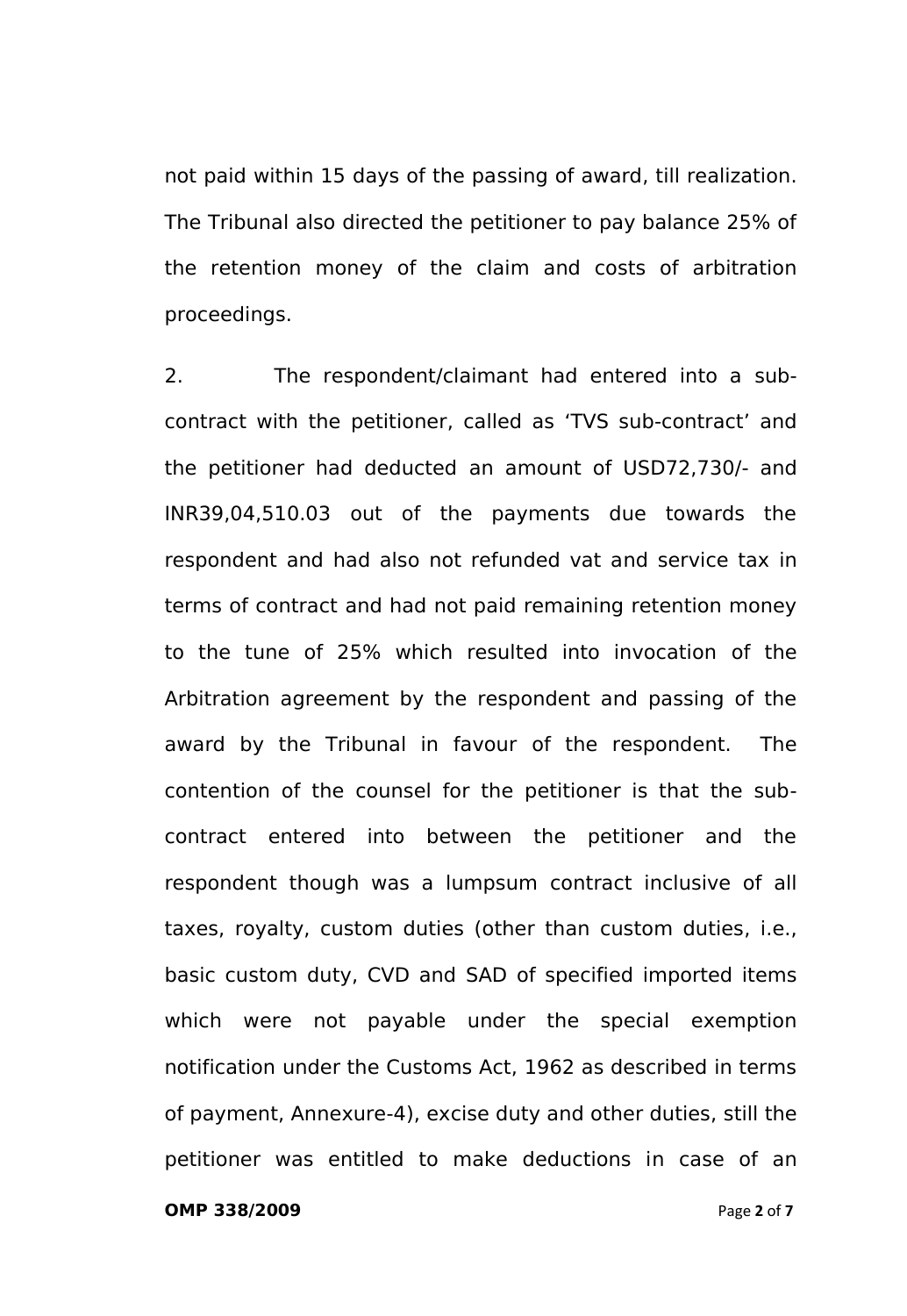not paid within 15 days of the passing of award, till realization. The Tribunal also directed the petitioner to pay balance 25% of the retention money of the claim and costs of arbitration proceedings.

2. The respondent/claimant had entered into a sub-contract with the petitioner, called as 'TVS sub-contract' and the petitioner had deducted an amount of USD72,730/- and INR39,04,510.03 out of the payments due towards the respondent and had also not refunded vat and service tax in terms of contract and had not paid remaining retention money to the tune of 25% which resulted into invocation of the Arbitration agreement by the respondent and passing of the award by the Tribunal in favour of the respondent. The contention of the counsel for the petitioner is that the sub-contract entered into between the petitioner and the respondent though was a lumpsum contract inclusive of all taxes, royalty, custom duties (other than custom duties, i.e., basic custom duty, CVD and SAD of specified imported items which were not payable under the special exemption notification under the Customs Act, 1962 as described in terms of payment, Annexure-4), excise duty and other duties, still the petitioner was entitled to make deductions in case of an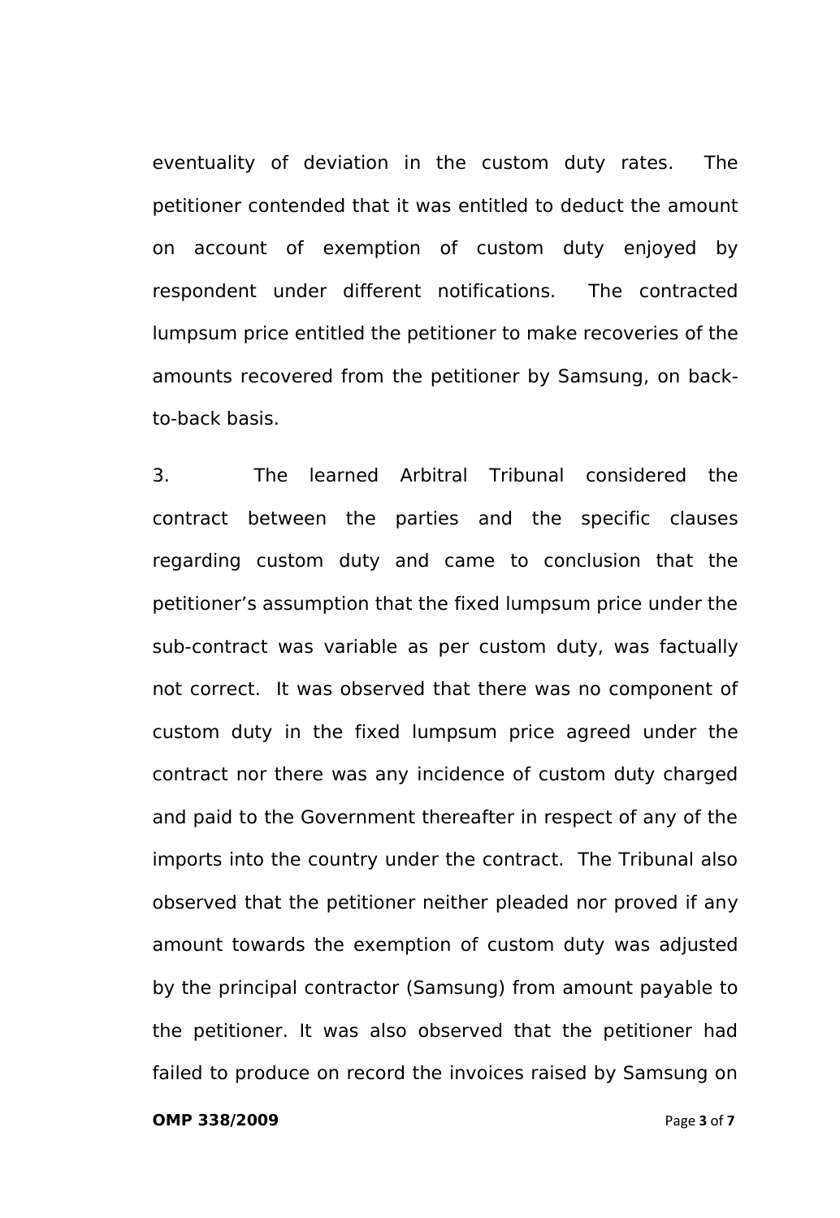eventuality of deviation in the custom duty rates. The petitioner contended that it was entitled to deduct the amount on account of exemption of custom duty enjoyed by respondent under different notifications. The contracted lumpsum price entitled the petitioner to make recoveries of the amounts recovered from the petitioner by Samsung, on back-to-back basis.

3. The learned Arbitral Tribunal considered the contract between the parties and the specific clauses regarding custom duty and came to conclusion that the petitioner's assumption that the fixed lumpsum price under the sub-contract was variable as per custom duty, was factually not correct. It was observed that there was no component of custom duty in the fixed lumpsum price agreed under the contract nor there was any incidence of custom duty charged and paid to the Government thereafter in respect of any of the imports into the country under the contract. The Tribunal also observed that the petitioner neither pleaded nor proved if any amount towards the exemption of custom duty was adjusted by the principal contractor (Samsung) from amount payable to the petitioner. It was also observed that the petitioner had failed to produce on record the invoices raised by Samsung on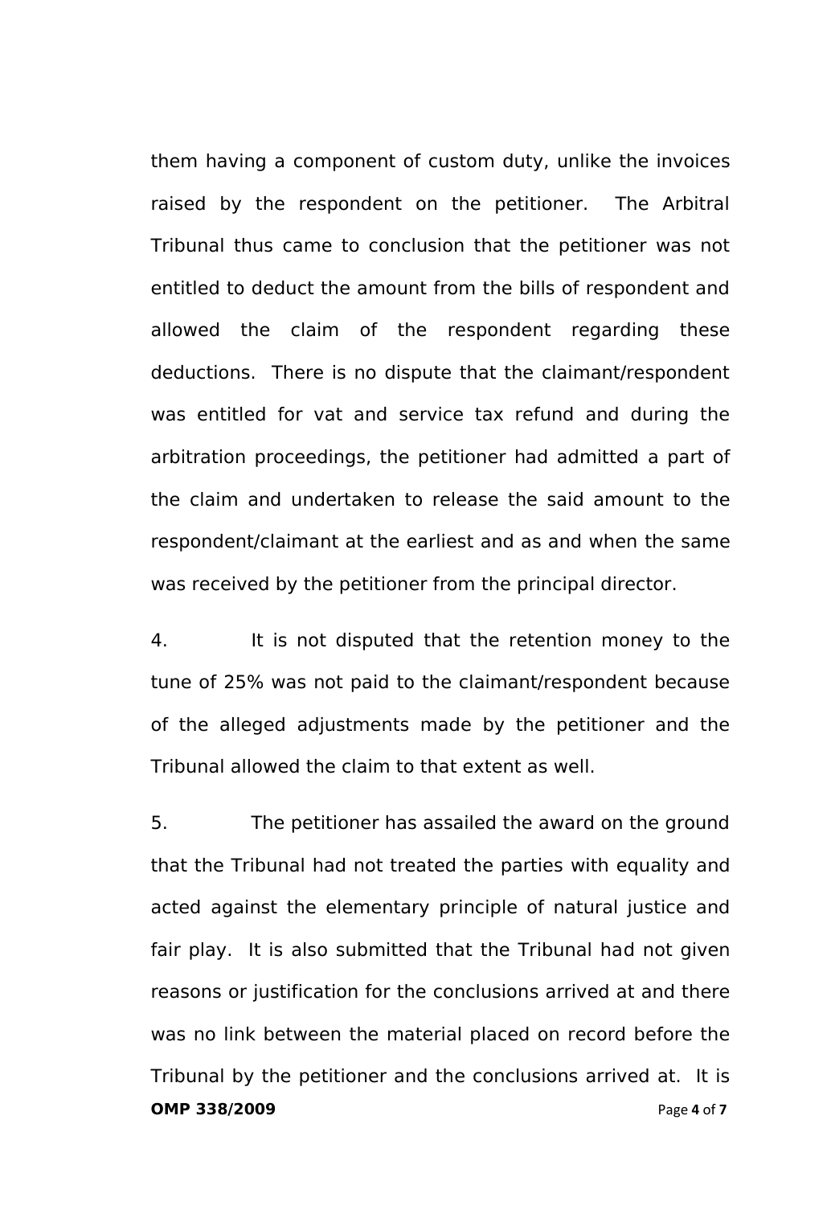them having a component of custom duty, unlike the invoices raised by the respondent on the petitioner. The Arbitral Tribunal thus came to conclusion that the petitioner was not entitled to deduct the amount from the bills of respondent and allowed the claim of the respondent regarding these deductions. There is no dispute that the claimant/respondent was entitled for vat and service tax refund and during the arbitration proceedings, the petitioner had admitted a part of the claim and undertaken to release the said amount to the respondent/claimant at the earliest and as and when the same was received by the petitioner from the principal director.

4. It is not disputed that the retention money to the tune of 25% was not paid to the claimant/respondent because of the alleged adjustments made by the petitioner and the Tribunal allowed the claim to that extent as well.

5. The petitioner has assailed the award on the ground that the Tribunal had not treated the parties with equality and acted against the elementary principle of natural justice and fair play. It is also submitted that the Tribunal had not given reasons or justification for the conclusions arrived at and there was no link between the material placed on record before the Tribunal by the petitioner and the conclusions arrived at. It is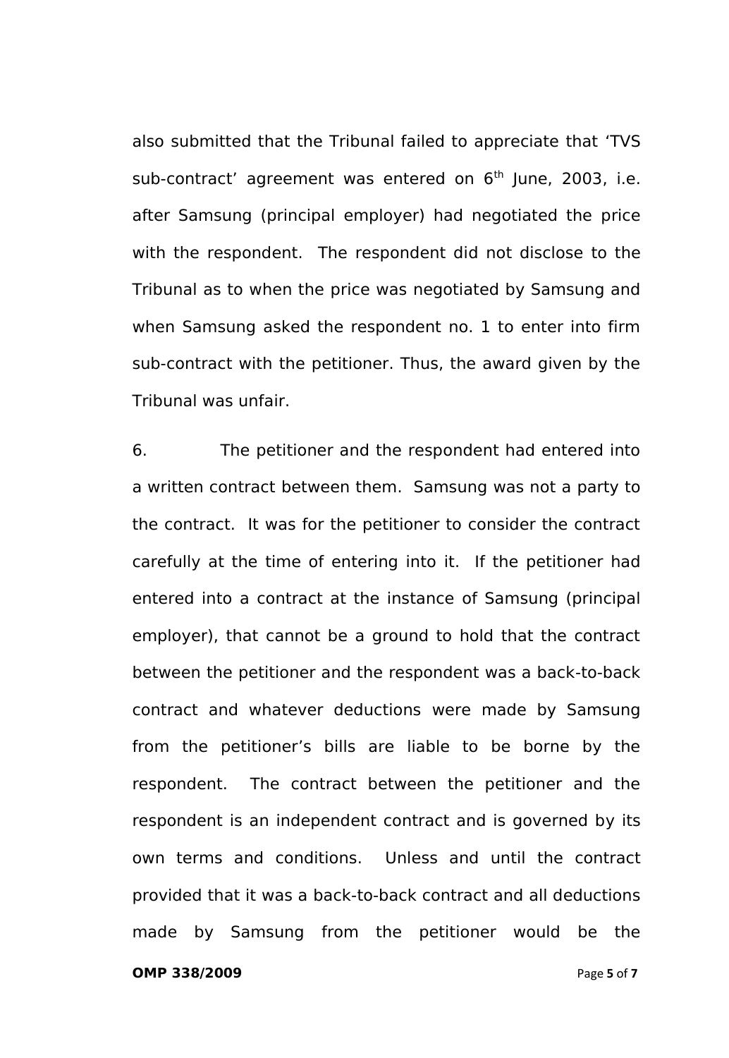also submitted that the Tribunal failed to appreciate that 'TVS sub-contract' agreement was entered on 6th June, 2003, i.e. after Samsung (principal employer) had negotiated the price with the respondent. The respondent did not disclose to the Tribunal as to when the price was negotiated by Samsung and when Samsung asked the respondent no. 1 to enter into firm sub-contract with the petitioner. Thus, the award given by the Tribunal was unfair.

6. The petitioner and the respondent had entered into a written contract between them. Samsung was not a party to the contract. It was for the petitioner to consider the contract carefully at the time of entering into it. If the petitioner had entered into a contract at the instance of Samsung (principal employer), that cannot be a ground to hold that the contract between the petitioner and the respondent was a back-to-back contract and whatever deductions were made by Samsung from the petitioner's bills are liable to be borne by the respondent. The contract between the petitioner and the respondent is an independent contract and is governed by its own terms and conditions. Unless and until the contract provided that it was a back-to-back contract and all deductions made by Samsung from the petitioner would be the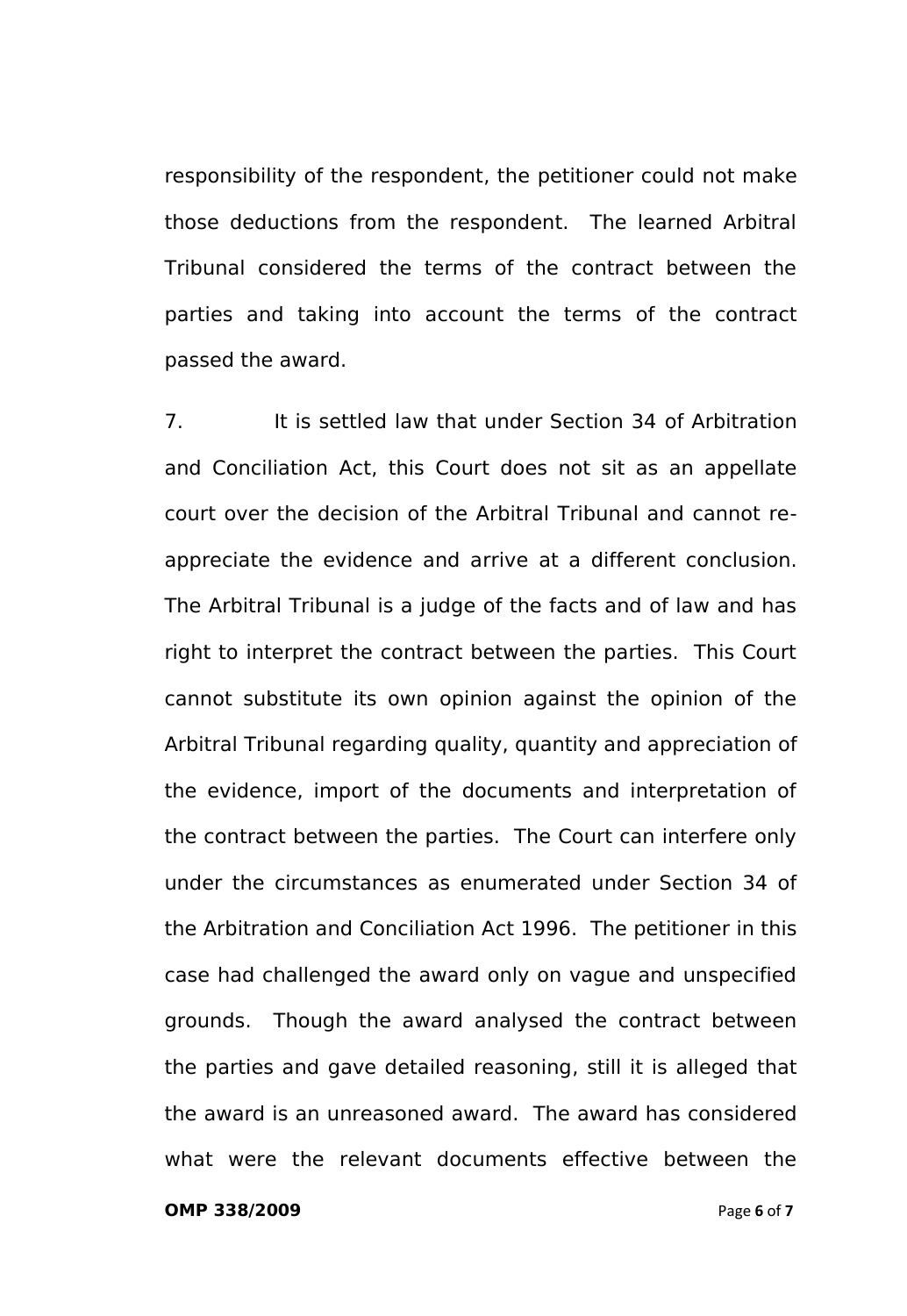responsibility of the respondent, the petitioner could not make those deductions from the respondent. The learned Arbitral Tribunal considered the terms of the contract between the parties and taking into account the terms of the contract passed the award.

7. It is settled law that under Section 34 of Arbitration and Conciliation Act, this Court does not sit as an appellate court over the decision of the Arbitral Tribunal and cannot re-appreciate the evidence and arrive at a different conclusion. The Arbitral Tribunal is a judge of the facts and of law and has right to interpret the contract between the parties. This Court cannot substitute its own opinion against the opinion of the Arbitral Tribunal regarding quality, quantity and appreciation of the evidence, import of the documents and interpretation of the contract between the parties. The Court can interfere only under the circumstances as enumerated under Section 34 of the Arbitration and Conciliation Act 1996. The petitioner in this case had challenged the award only on vague and unspecified grounds. Though the award analysed the contract between the parties and gave detailed reasoning, still it is alleged that the award is an unreasoned award. The award has considered what were the relevant documents effective between the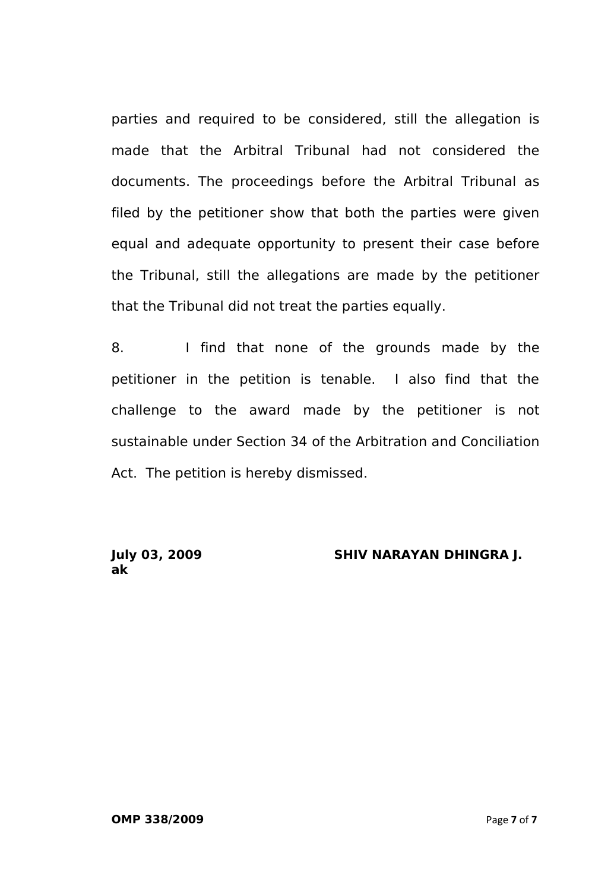parties and required to be considered, still the allegation is made that the Arbitral Tribunal had not considered the documents. The proceedings before the Arbitral Tribunal as filed by the petitioner show that both the parties were given equal and adequate opportunity to present their case before the Tribunal, still the allegations are made by the petitioner that the Tribunal did not treat the parties equally.

8. I find that none of the grounds made by the petitioner in the petition is tenable. I also find that the challenge to the award made by the petitioner is not sustainable under Section 34 of the Arbitration and Conciliation Act. The petition is hereby dismissed.

**July 03, 2009** **SHIV NARAYAN DHINGRA J.**

**ak**